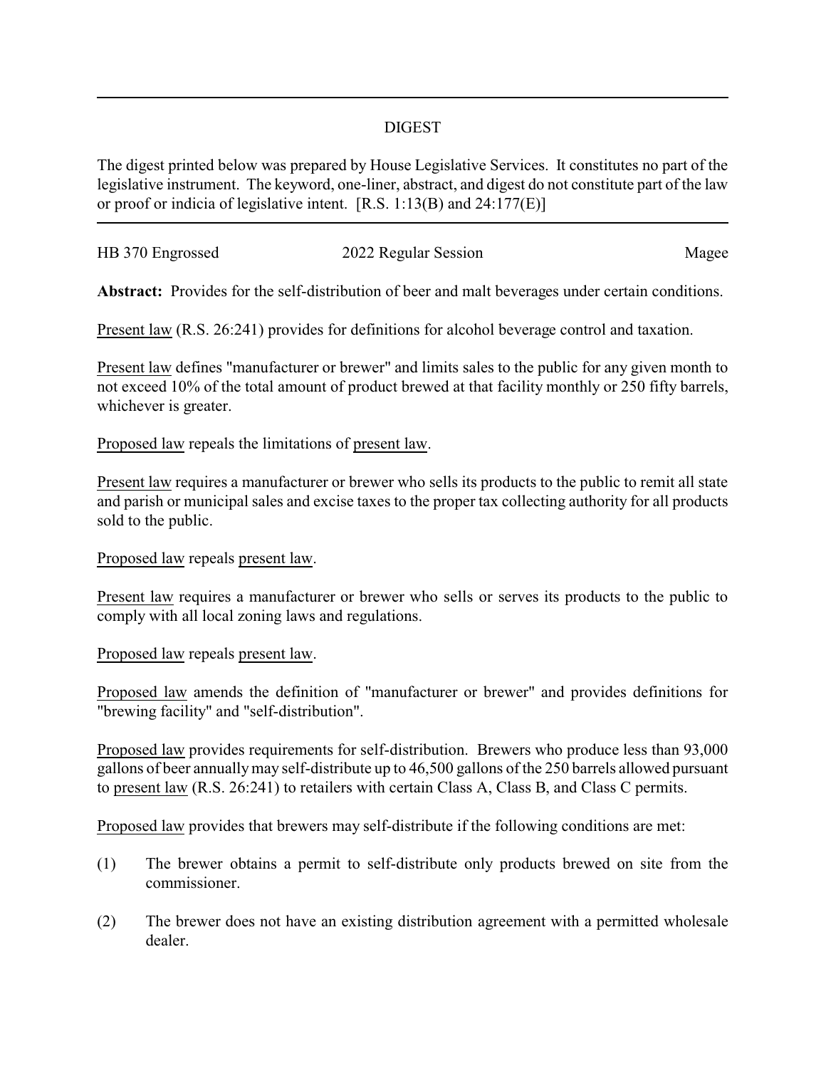# DIGEST

The digest printed below was prepared by House Legislative Services. It constitutes no part of the legislative instrument. The keyword, one-liner, abstract, and digest do not constitute part of the law or proof or indicia of legislative intent. [R.S. 1:13(B) and 24:177(E)]

HB 370 Engrossed | 2022 Regular Session | Magee

**Abstract:** Provides for the self-distribution of beer and malt beverages under certain conditions.

Present law (R.S. 26:241) provides for definitions for alcohol beverage control and taxation.

Present law defines "manufacturer or brewer" and limits sales to the public for any given month to not exceed 10% of the total amount of product brewed at that facility monthly or 250 fifty barrels, whichever is greater.

Proposed law repeals the limitations of present law.

Present law requires a manufacturer or brewer who sells its products to the public to remit all state and parish or municipal sales and excise taxes to the proper tax collecting authority for all products sold to the public.

Proposed law repeals present law.

Present law requires a manufacturer or brewer who sells or serves its products to the public to comply with all local zoning laws and regulations.

Proposed law repeals present law.

Proposed law amends the definition of "manufacturer or brewer" and provides definitions for "brewing facility" and "self-distribution".

Proposed law provides requirements for self-distribution. Brewers who produce less than 93,000 gallons of beer annually may self-distribute up to 46,500 gallons of the 250 barrels allowed pursuant to present law (R.S. 26:241) to retailers with certain Class A, Class B, and Class C permits.

Proposed law provides that brewers may self-distribute if the following conditions are met:

(1) The brewer obtains a permit to self-distribute only products brewed on site from the commissioner.

(2) The brewer does not have an existing distribution agreement with a permitted wholesale dealer.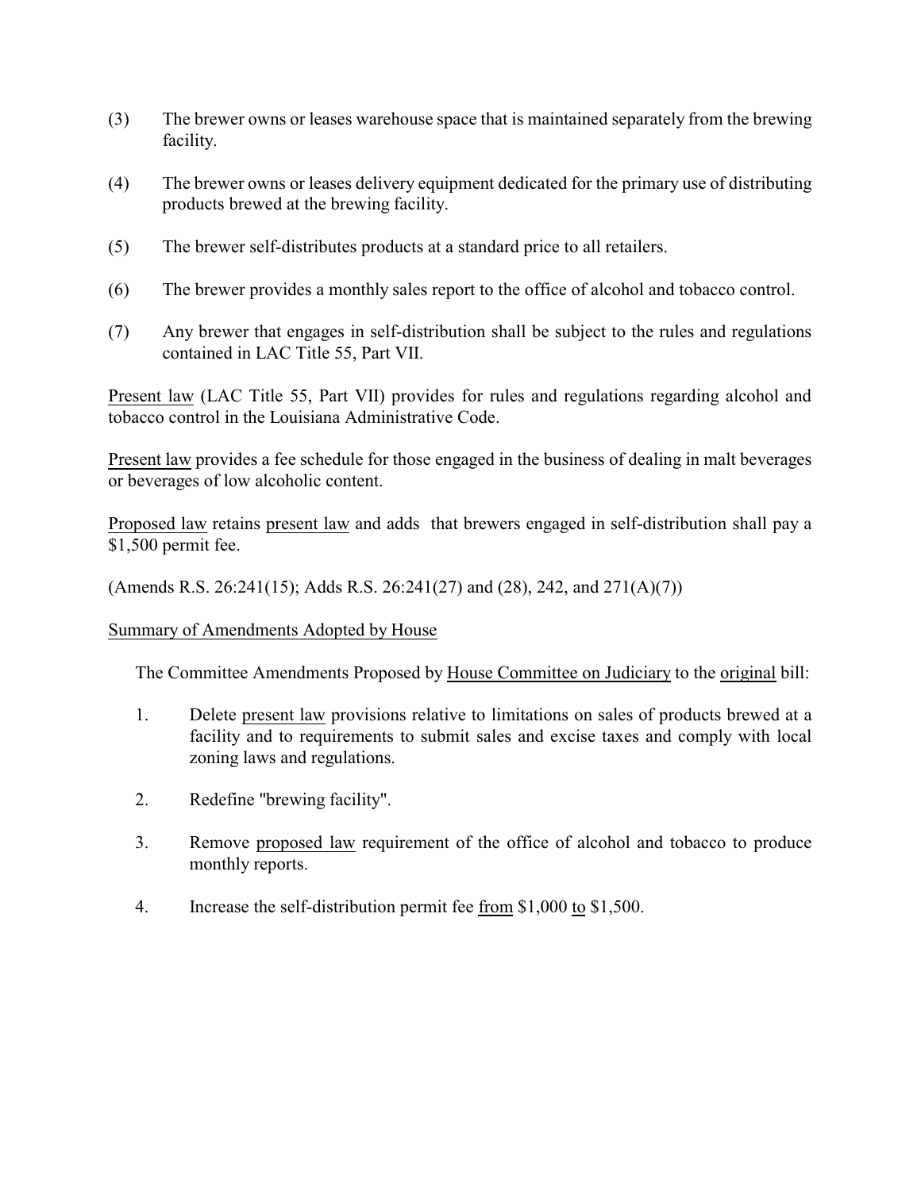(3) The brewer owns or leases warehouse space that is maintained separately from the brewing facility.

(4) The brewer owns or leases delivery equipment dedicated for the primary use of distributing products brewed at the brewing facility.

(5) The brewer self-distributes products at a standard price to all retailers.

(6) The brewer provides a monthly sales report to the office of alcohol and tobacco control.

(7) Any brewer that engages in self-distribution shall be subject to the rules and regulations contained in LAC Title 55, Part VII.

Present law (LAC Title 55, Part VII) provides for rules and regulations regarding alcohol and tobacco control in the Louisiana Administrative Code.

Present law provides a fee schedule for those engaged in the business of dealing in malt beverages or beverages of low alcoholic content.

Proposed law retains present law and adds that brewers engaged in self-distribution shall pay a $1,500 permit fee.

(Amends R.S. 26:241(15); Adds R.S. 26:241(27) and (28), 242, and 271(A)(7))

Summary of Amendments Adopted by House

The Committee Amendments Proposed by House Committee on Judiciary to the original bill:

1. Delete present law provisions relative to limitations on sales of products brewed at a facility and to requirements to submit sales and excise taxes and comply with local zoning laws and regulations.

2. Redefine "brewing facility".

3. Remove proposed law requirement of the office of alcohol and tobacco to produce monthly reports.

4. Increase the self-distribution permit fee from $1,000 to $1,500.